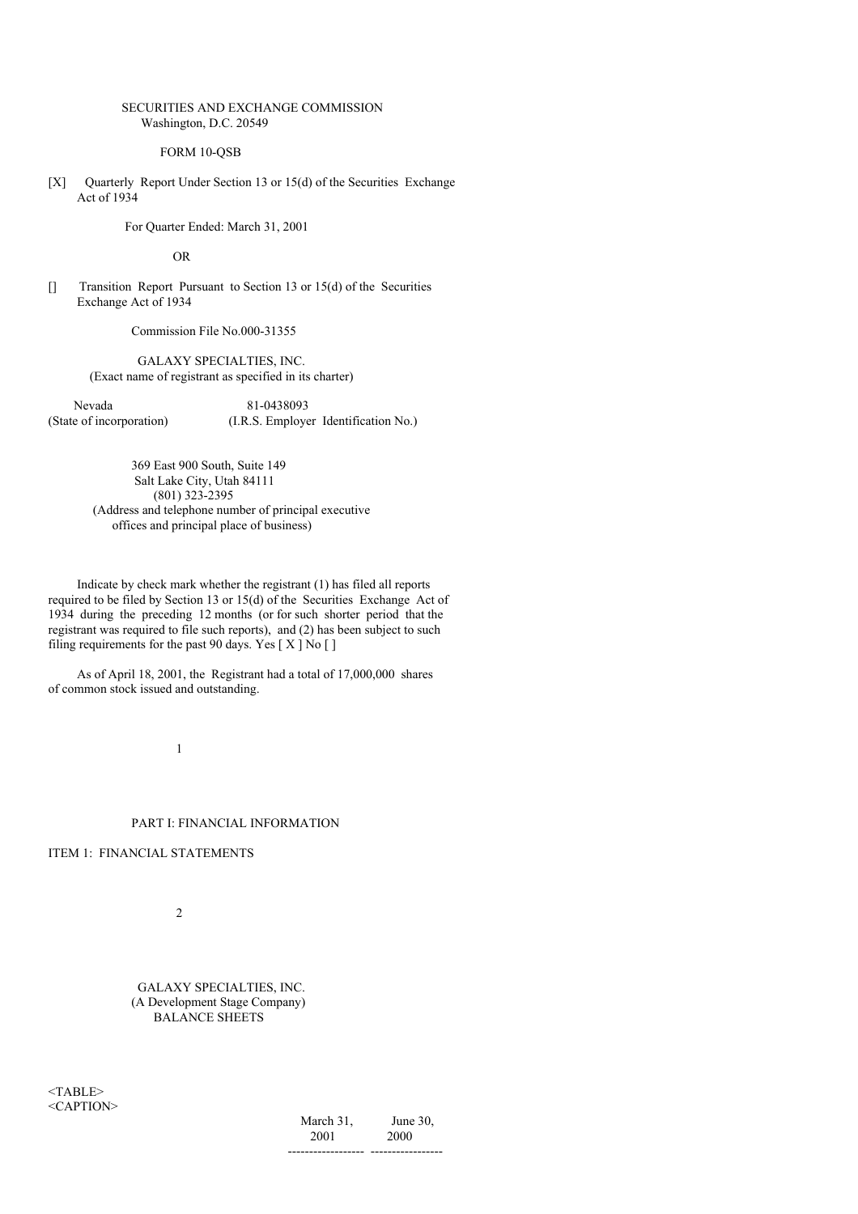SECURITIES AND EXCHANGE COMMISSION
Washington, D.C. 20549

FORM 10-QSB

[X] Quarterly Report Under Section 13 or 15(d) of the Securities Exchange Act of 1934

For Quarter Ended: March 31, 2001

OR

[] Transition Report Pursuant to Section 13 or 15(d) of the Securities Exchange Act of 1934

Commission File No.000-31355

GALAXY SPECIALTIES, INC.
(Exact name of registrant as specified in its charter)

| Nevada | 81-0438093 |
|---|---|
| (State of incorporation) | (I.R.S. Employer Identification No.) |

369 East 900 South, Suite 149
Salt Lake City, Utah 84111
(801) 323-2395
(Address and telephone number of principal executive offices and principal place of business)

Indicate by check mark whether the registrant (1) has filed all reports required to be filed by Section 13 or 15(d) of the Securities Exchange Act of 1934 during the preceding 12 months (or for such shorter period that the registrant was required to file such reports), and (2) has been subject to such filing requirements for the past 90 days. Yes [ X ] No [ ]

As of April 18, 2001, the Registrant had a total of 17,000,000 shares of common stock issued and outstanding.

PART I: FINANCIAL INFORMATION

ITEM 1: FINANCIAL STATEMENTS

GALAXY SPECIALTIES, INC.
(A Development Stage Company)
BALANCE SHEETS

<TABLE>
<CAPTION>

| | March 31, 2001 | June 30, 2000 |
|---|---|---|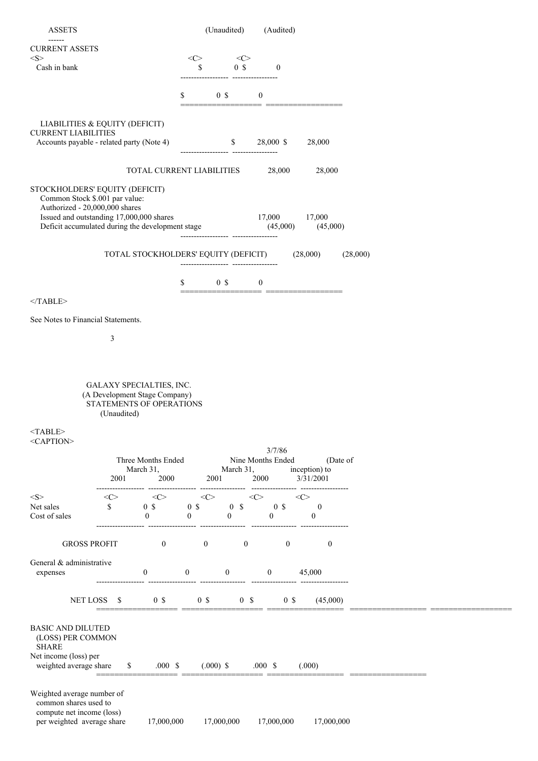| ASSETS | (Unaudited) | (Audited) |
|---|---|---|
| CURRENT ASSETS | | |
| Cash in bank | $ 0 | $ 0 |
| | $ 0 | $ 0 |
| LIABILITIES & EQUITY (DEFICIT) | | |
| CURRENT LIABILITIES | | |
| Accounts payable - related party (Note 4) | $ 28,000 | $ 28,000 |
| TOTAL CURRENT LIABILITIES | 28,000 | 28,000 |
| STOCKHOLDERS' EQUITY (DEFICIT) | | |
| Common Stock $.001 par value: | | |
| Authorized - 20,000,000 shares | | |
| Issued and outstanding 17,000,000 shares | 17,000 | 17,000 |
| Deficit accumulated during the development stage | (45,000) | (45,000) |
| TOTAL STOCKHOLDERS' EQUITY (DEFICIT) | (28,000) | (28,000) |
| | $ 0 | $ 0 |

See Notes to Financial Statements.

GALAXY SPECIALTIES, INC.
(A Development Stage Company)
STATEMENTS OF OPERATIONS
(Unaudited)

| | Three Months Ended March 31, 2001 | Three Months Ended March 31, 2000 | Nine Months Ended March 31, 2001 | Nine Months Ended March 31, 2000 | 3/7/86 (Date of inception) to 3/31/2001 |
|---|---|---|---|---|---|
| Net sales | $ 0 | $ 0 | $ 0 | $ 0 | $ 0 |
| Cost of sales | 0 | 0 | 0 | 0 | 0 |
| GROSS PROFIT | 0 | 0 | 0 | 0 | 0 |
| General & administrative expenses | 0 | 0 | 0 | 0 | 45,000 |
| NET LOSS | $ 0 | $ 0 | $ 0 | $ 0 | $ (45,000) |
| BASIC AND DILUTED (LOSS) PER COMMON SHARE | | | | | |
| Net income (loss) per weighted average share | $ .000 | $ (.000) | $ .000 | $ (.000) | |
| Weighted average number of common shares used to compute net income (loss) per weighted average share | 17,000,000 | 17,000,000 | 17,000,000 | 17,000,000 | |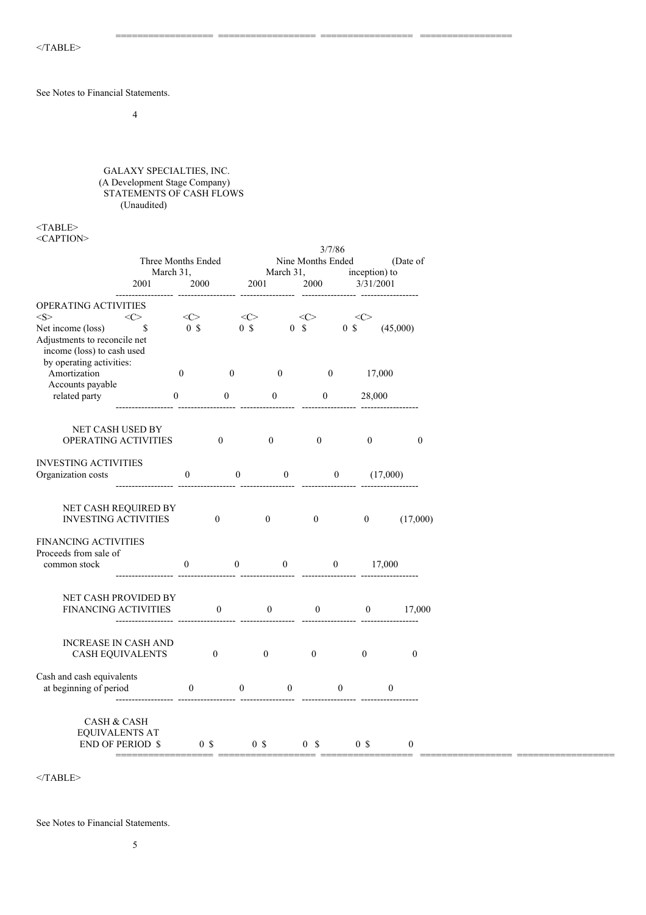See Notes to Financial Statements.

GALAXY SPECIALTIES, INC.
(A Development Stage Company)
STATEMENTS OF CASH FLOWS
(Unaudited)

| | Three Months Ended March 31, 2001 | Three Months Ended March 31, 2000 | Nine Months Ended March 31, 2001 | Nine Months Ended March 31, 2000 | 3/7/86 (Date of inception) to 3/31/2001 |
|---|---|---|---|---|---|
| **OPERATING ACTIVITIES** | | | | | |
| Net income (loss) | $ 0 | $ 0 | $ 0 | $ 0 | $ (45,000) |
| Adjustments to reconcile net income (loss) to cash used by operating activities: | | | | | |
| Amortization | 0 | 0 | 0 | 0 | 17,000 |
| Accounts payable related party | 0 | 0 | 0 | 0 | 28,000 |
| NET CASH USED BY OPERATING ACTIVITIES | 0 | 0 | 0 | 0 | 0 |
| **INVESTING ACTIVITIES** | | | | | |
| Organization costs | 0 | 0 | 0 | 0 | (17,000) |
| NET CASH REQUIRED BY INVESTING ACTIVITIES | 0 | 0 | 0 | 0 | (17,000) |
| **FINANCING ACTIVITIES** | | | | | |
| Proceeds from sale of common stock | 0 | 0 | 0 | 0 | 17,000 |
| NET CASH PROVIDED BY FINANCING ACTIVITIES | 0 | 0 | 0 | 0 | 17,000 |
| INCREASE IN CASH AND CASH EQUIVALENTS | 0 | 0 | 0 | 0 | 0 |
| Cash and cash equivalents at beginning of period | 0 | 0 | 0 | 0 | 0 |
| CASH & CASH EQUIVALENTS AT END OF PERIOD | $ 0 | $ 0 | $ 0 | $ 0 | $ 0 |

See Notes to Financial Statements.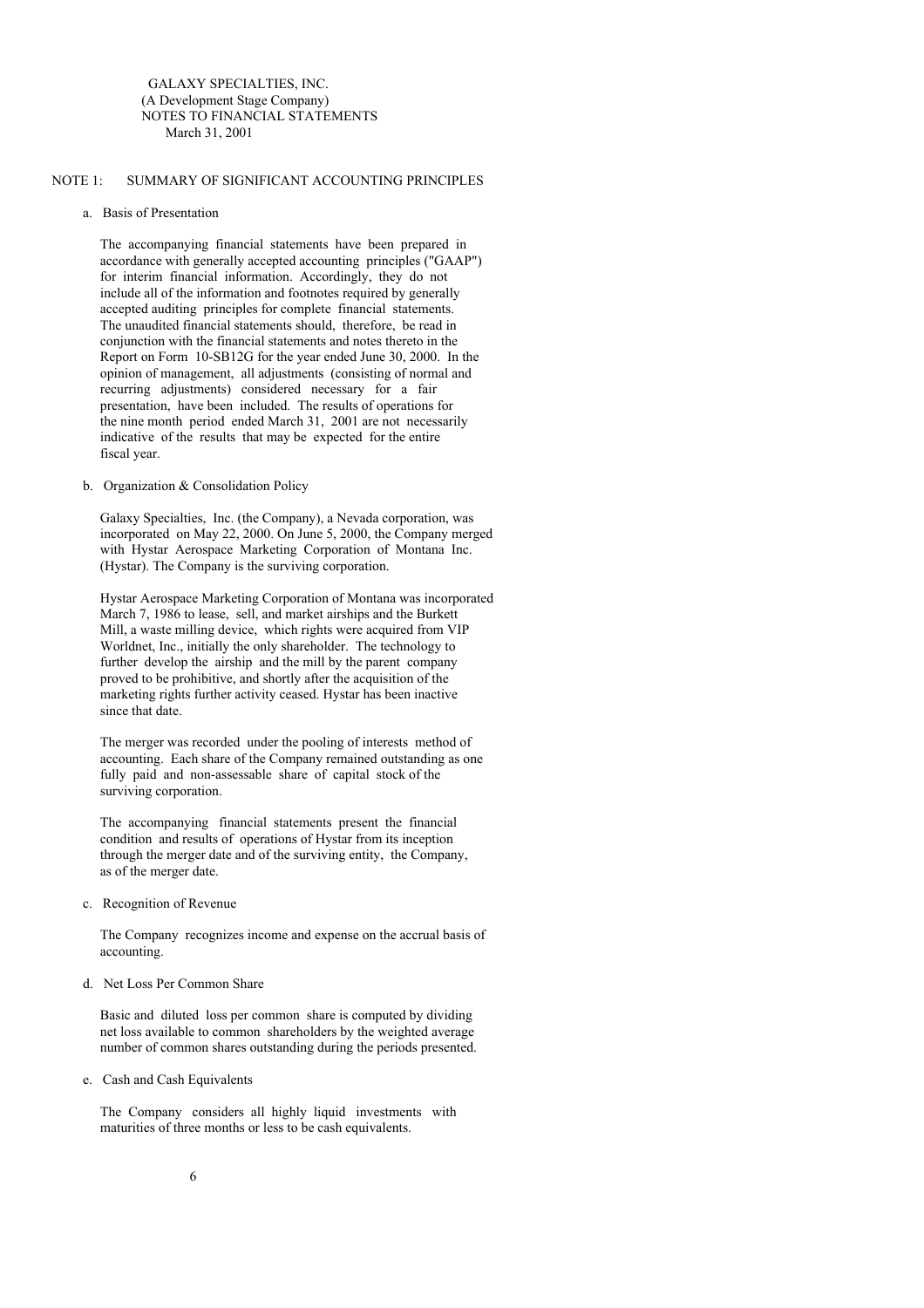GALAXY SPECIALTIES, INC.
(A Development Stage Company)
NOTES TO FINANCIAL STATEMENTS
March 31, 2001

## NOTE 1: SUMMARY OF SIGNIFICANT ACCOUNTING PRINCIPLES

### a. Basis of Presentation

The accompanying financial statements have been prepared in accordance with generally accepted accounting principles ("GAAP") for interim financial information. Accordingly, they do not include all of the information and footnotes required by generally accepted auditing principles for complete financial statements. The unaudited financial statements should, therefore, be read in conjunction with the financial statements and notes thereto in the Report on Form 10-SB12G for the year ended June 30, 2000. In the opinion of management, all adjustments (consisting of normal and recurring adjustments) considered necessary for a fair presentation, have been included. The results of operations for the nine month period ended March 31, 2001 are not necessarily indicative of the results that may be expected for the entire fiscal year.

### b. Organization & Consolidation Policy

Galaxy Specialties, Inc. (the Company), a Nevada corporation, was incorporated on May 22, 2000. On June 5, 2000, the Company merged with Hystar Aerospace Marketing Corporation of Montana Inc. (Hystar). The Company is the surviving corporation.

Hystar Aerospace Marketing Corporation of Montana was incorporated March 7, 1986 to lease, sell, and market airships and the Burkett Mill, a waste milling device, which rights were acquired from VIP Worldnet, Inc., initially the only shareholder. The technology to further develop the airship and the mill by the parent company proved to be prohibitive, and shortly after the acquisition of the marketing rights further activity ceased. Hystar has been inactive since that date.

The merger was recorded under the pooling of interests method of accounting. Each share of the Company remained outstanding as one fully paid and non-assessable share of capital stock of the surviving corporation.

The accompanying financial statements present the financial condition and results of operations of Hystar from its inception through the merger date and of the surviving entity, the Company, as of the merger date.

### c. Recognition of Revenue

The Company recognizes income and expense on the accrual basis of accounting.

### d. Net Loss Per Common Share

Basic and diluted loss per common share is computed by dividing net loss available to common shareholders by the weighted average number of common shares outstanding during the periods presented.

### e. Cash and Cash Equivalents

The Company considers all highly liquid investments with maturities of three months or less to be cash equivalents.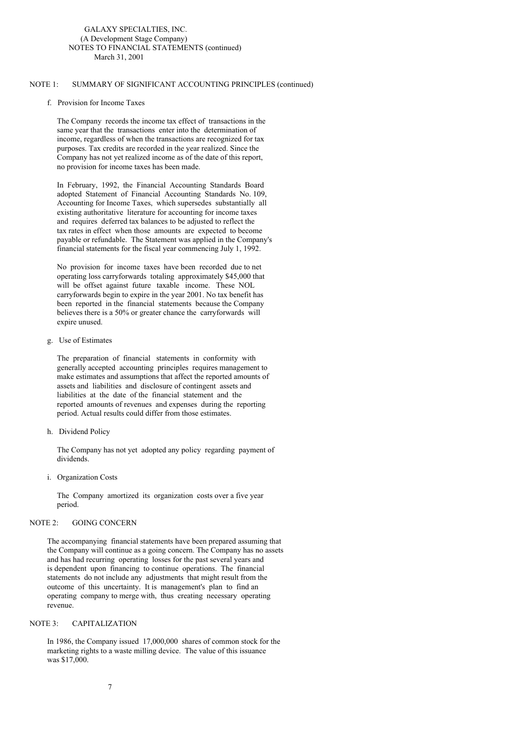GALAXY SPECIALTIES, INC.
(A Development Stage Company)
NOTES TO FINANCIAL STATEMENTS (continued)
March 31, 2001

## NOTE 1: SUMMARY OF SIGNIFICANT ACCOUNTING PRINCIPLES (continued)

f. Provision for Income Taxes

The Company records the income tax effect of transactions in the same year that the transactions enter into the determination of income, regardless of when the transactions are recognized for tax purposes. Tax credits are recorded in the year realized. Since the Company has not yet realized income as of the date of this report, no provision for income taxes has been made.

In February, 1992, the Financial Accounting Standards Board adopted Statement of Financial Accounting Standards No. 109, Accounting for Income Taxes, which supersedes substantially all existing authoritative literature for accounting for income taxes and requires deferred tax balances to be adjusted to reflect the tax rates in effect when those amounts are expected to become payable or refundable. The Statement was applied in the Company's financial statements for the fiscal year commencing July 1, 1992.

No provision for income taxes have been recorded due to net operating loss carryforwards totaling approximately $45,000 that will be offset against future taxable income. These NOL carryforwards begin to expire in the year 2001. No tax benefit has been reported in the financial statements because the Company believes there is a 50% or greater chance the carryforwards will expire unused.

g. Use of Estimates

The preparation of financial statements in conformity with generally accepted accounting principles requires management to make estimates and assumptions that affect the reported amounts of assets and liabilities and disclosure of contingent assets and liabilities at the date of the financial statement and the reported amounts of revenues and expenses during the reporting period. Actual results could differ from those estimates.

h. Dividend Policy

The Company has not yet adopted any policy regarding payment of dividends.

i. Organization Costs

The Company amortized its organization costs over a five year period.

## NOTE 2: GOING CONCERN

The accompanying financial statements have been prepared assuming that the Company will continue as a going concern. The Company has no assets and has had recurring operating losses for the past several years and is dependent upon financing to continue operations. The financial statements do not include any adjustments that might result from the outcome of this uncertainty. It is management's plan to find an operating company to merge with, thus creating necessary operating revenue.

## NOTE 3: CAPITALIZATION

In 1986, the Company issued 17,000,000 shares of common stock for the marketing rights to a waste milling device. The value of this issuance was $17,000.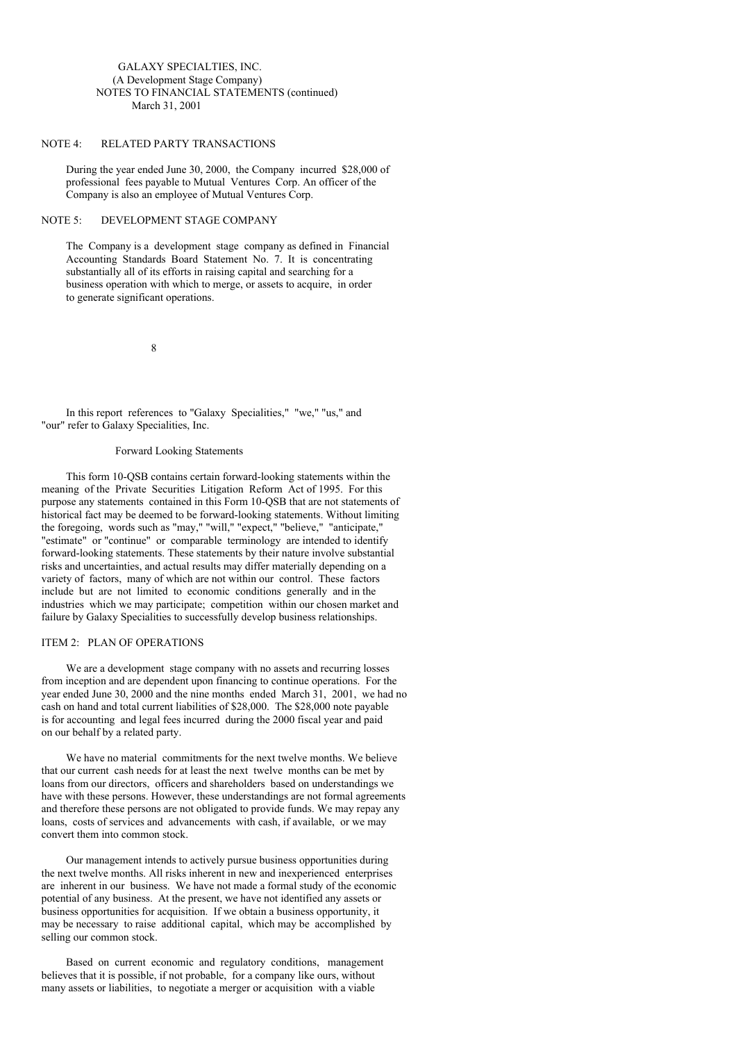GALAXY SPECIALTIES, INC.
(A Development Stage Company)
NOTES TO FINANCIAL STATEMENTS (continued)
March 31, 2001

NOTE 4: RELATED PARTY TRANSACTIONS

During the year ended June 30, 2000, the Company incurred $28,000 of professional fees payable to Mutual Ventures Corp. An officer of the Company is also an employee of Mutual Ventures Corp.

NOTE 5: DEVELOPMENT STAGE COMPANY

The Company is a development stage company as defined in Financial Accounting Standards Board Statement No. 7. It is concentrating substantially all of its efforts in raising capital and searching for a business operation with which to merge, or assets to acquire, in order to generate significant operations.

In this report references to "Galaxy Specialities," "we," "us," and "our" refer to Galaxy Specialities, Inc.

Forward Looking Statements

This form 10-QSB contains certain forward-looking statements within the meaning of the Private Securities Litigation Reform Act of 1995. For this purpose any statements contained in this Form 10-QSB that are not statements of historical fact may be deemed to be forward-looking statements. Without limiting the foregoing, words such as "may," "will," "expect," "believe," "anticipate," "estimate" or "continue" or comparable terminology are intended to identify forward-looking statements. These statements by their nature involve substantial risks and uncertainties, and actual results may differ materially depending on a variety of factors, many of which are not within our control. These factors include but are not limited to economic conditions generally and in the industries which we may participate; competition within our chosen market and failure by Galaxy Specialities to successfully develop business relationships.

ITEM 2: PLAN OF OPERATIONS

We are a development stage company with no assets and recurring losses from inception and are dependent upon financing to continue operations. For the year ended June 30, 2000 and the nine months ended March 31, 2001, we had no cash on hand and total current liabilities of $28,000. The $28,000 note payable is for accounting and legal fees incurred during the 2000 fiscal year and paid on our behalf by a related party.

We have no material commitments for the next twelve months. We believe that our current cash needs for at least the next twelve months can be met by loans from our directors, officers and shareholders based on understandings we have with these persons. However, these understandings are not formal agreements and therefore these persons are not obligated to provide funds. We may repay any loans, costs of services and advancements with cash, if available, or we may convert them into common stock.

Our management intends to actively pursue business opportunities during the next twelve months. All risks inherent in new and inexperienced enterprises are inherent in our business. We have not made a formal study of the economic potential of any business. At the present, we have not identified any assets or business opportunities for acquisition. If we obtain a business opportunity, it may be necessary to raise additional capital, which may be accomplished by selling our common stock.

Based on current economic and regulatory conditions, management believes that it is possible, if not probable, for a company like ours, without many assets or liabilities, to negotiate a merger or acquisition with a viable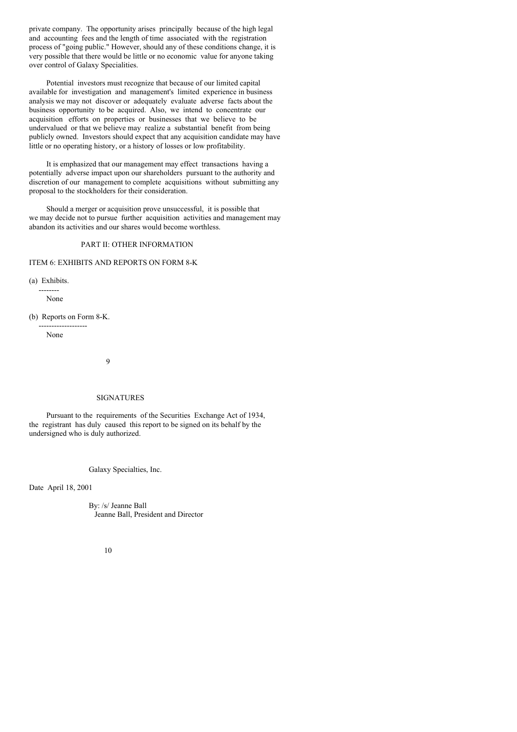private company. The opportunity arises principally because of the high legal and accounting fees and the length of time associated with the registration process of "going public." However, should any of these conditions change, it is very possible that there would be little or no economic value for anyone taking over control of Galaxy Specialities.

Potential investors must recognize that because of our limited capital available for investigation and management's limited experience in business analysis we may not discover or adequately evaluate adverse facts about the business opportunity to be acquired. Also, we intend to concentrate our acquisition efforts on properties or businesses that we believe to be undervalued or that we believe may realize a substantial benefit from being publicly owned. Investors should expect that any acquisition candidate may have little or no operating history, or a history of losses or low profitability.

It is emphasized that our management may effect transactions having a potentially adverse impact upon our shareholders pursuant to the authority and discretion of our management to complete acquisitions without submitting any proposal to the stockholders for their consideration.

Should a merger or acquisition prove unsuccessful, it is possible that we may decide not to pursue further acquisition activities and management may abandon its activities and our shares would become worthless.

## PART II: OTHER INFORMATION

### ITEM 6: EXHIBITS AND REPORTS ON FORM 8-K

(a) Exhibits.

None

(b) Reports on Form 8-K.

None

## SIGNATURES

Pursuant to the requirements of the Securities Exchange Act of 1934, the registrant has duly caused this report to be signed on its behalf by the undersigned who is duly authorized.

Galaxy Specialties, Inc.

Date April 18, 2001

By: /s/ Jeanne Ball
Jeanne Ball, President and Director